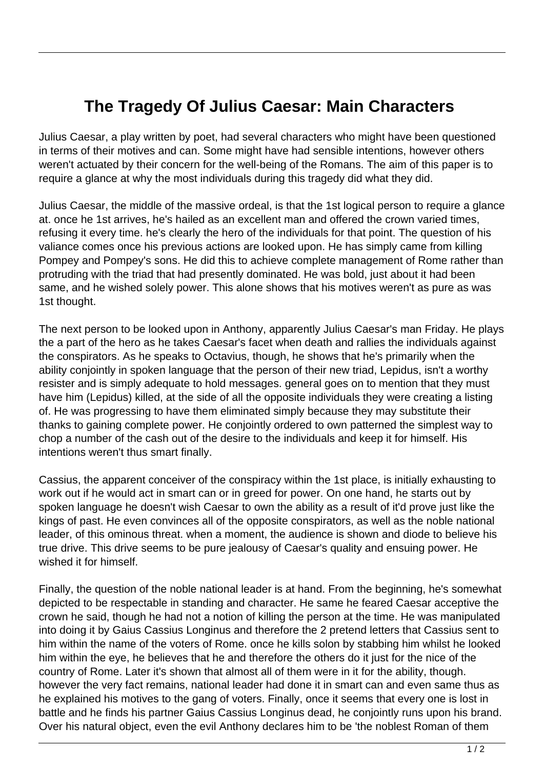# The Tragedy Of Julius Caesar: Main Characters

Julius Caesar, a play written by poet, had several characters who might have been questioned in terms of their motives and can. Some might have had sensible intentions, however others weren't actuated by their concern for the well-being of the Romans. The aim of this paper is to require a glance at why the most individuals during this tragedy did what they did.

Julius Caesar, the middle of the massive ordeal, is that the 1st logical person to require a glance at. once he 1st arrives, he's hailed as an excellent man and offered the crown varied times, refusing it every time. he's clearly the hero of the individuals for that point. The question of his valiance comes once his previous actions are looked upon. He has simply came from killing Pompey and Pompey's sons. He did this to achieve complete management of Rome rather than protruding with the triad that had presently dominated. He was bold, just about it had been same, and he wished solely power. This alone shows that his motives weren't as pure as was 1st thought.

The next person to be looked upon in Anthony, apparently Julius Caesar's man Friday. He plays the a part of the hero as he takes Caesar's facet when death and rallies the individuals against the conspirators. As he speaks to Octavius, though, he shows that he's primarily when the ability conjointly in spoken language that the person of their new triad, Lepidus, isn't a worthy resister and is simply adequate to hold messages. general goes on to mention that they must have him (Lepidus) killed, at the side of all the opposite individuals they were creating a listing of. He was progressing to have them eliminated simply because they may substitute their thanks to gaining complete power. He conjointly ordered to own patterned the simplest way to chop a number of the cash out of the desire to the individuals and keep it for himself. His intentions weren't thus smart finally.

Cassius, the apparent conceiver of the conspiracy within the 1st place, is initially exhausting to work out if he would act in smart can or in greed for power. On one hand, he starts out by spoken language he doesn't wish Caesar to own the ability as a result of it'd prove just like the kings of past. He even convinces all of the opposite conspirators, as well as the noble national leader, of this ominous threat. when a moment, the audience is shown and diode to believe his true drive. This drive seems to be pure jealousy of Caesar's quality and ensuing power. He wished it for himself.

Finally, the question of the noble national leader is at hand. From the beginning, he's somewhat depicted to be respectable in standing and character. He same he feared Caesar acceptive the crown he said, though he had not a notion of killing the person at the time. He was manipulated into doing it by Gaius Cassius Longinus and therefore the 2 pretend letters that Cassius sent to him within the name of the voters of Rome. once he kills solon by stabbing him whilst he looked him within the eye, he believes that he and therefore the others do it just for the nice of the country of Rome. Later it's shown that almost all of them were in it for the ability, though. however the very fact remains, national leader had done it in smart can and even same thus as he explained his motives to the gang of voters. Finally, once it seems that every one is lost in battle and he finds his partner Gaius Cassius Longinus dead, he conjointly runs upon his brand. Over his natural object, even the evil Anthony declares him to be 'the noblest Roman of them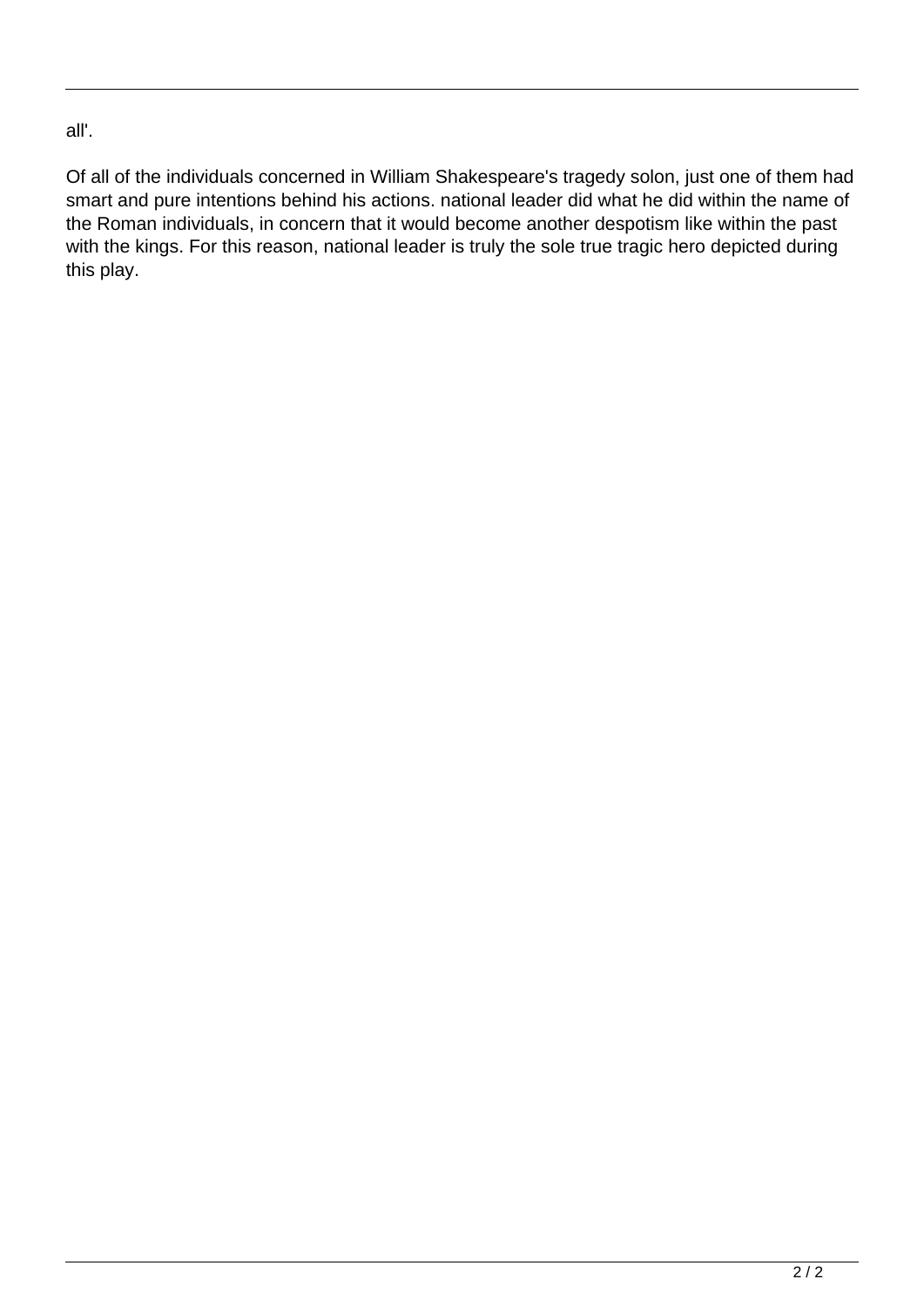all'.

Of all of the individuals concerned in William Shakespeare's tragedy solon, just one of them had smart and pure intentions behind his actions. national leader did what he did within the name of the Roman individuals, in concern that it would become another despotism like within the past with the kings. For this reason, national leader is truly the sole true tragic hero depicted during this play.